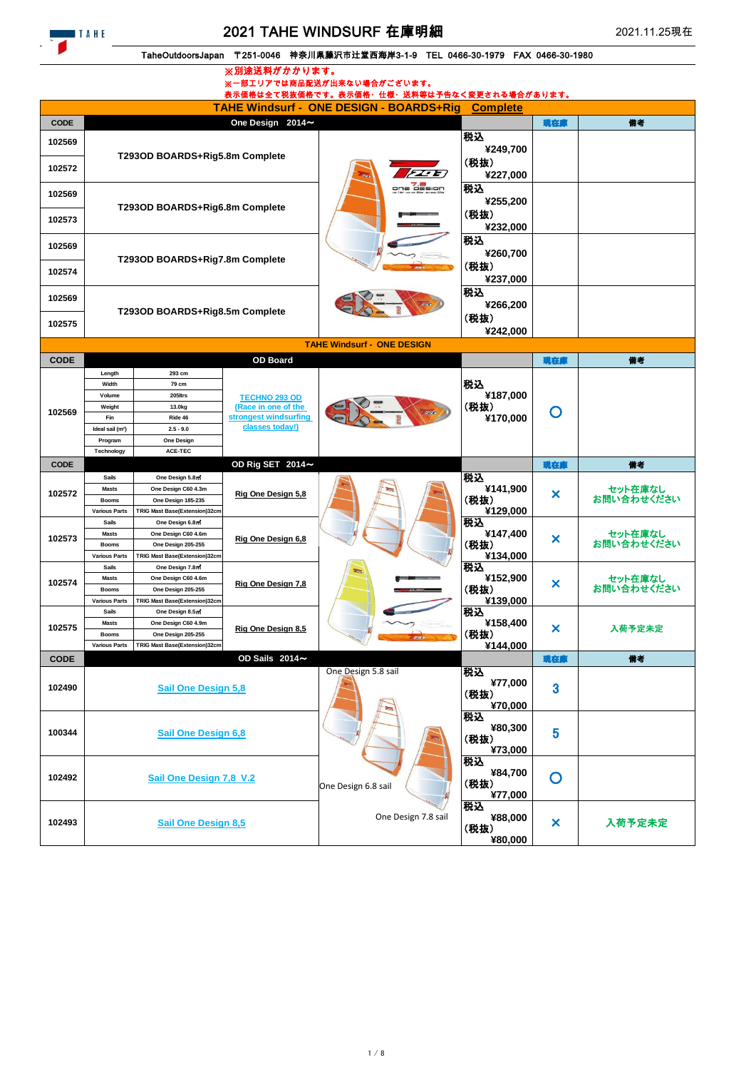# 2021 TAHE WINDSURF 在庫明細

2021.11.25現在

TaheOutdoorsJapan 〒251-0046 神奈川県藤沢市辻堂西海岸3-1-9 TEL 0466-30-1979 FAX 0466-30-1980

※別途送料がかかります。
※一部エリアでは商品配送が出来ない場合がございます。
表示価格は全て税抜価格です。表示価格・仕様・送料等は予告なく変更される場合があります。

## TAHE Windsurf - ONE DESIGN - BOARDS+Rig Complete

| CODE | One Design 2014～ | 価格 | 現在庫 | 備考 |
|---|---|---|---|---|
| 102569 / 102572 | T293OD BOARDS+Rig5.8m Complete | 税込 ¥249,700 (税抜) ¥227,000 | | |
| 102569 / 102573 | T293OD BOARDS+Rig6.8m Complete | 税込 ¥255,200 (税抜) ¥232,000 | | |
| 102569 / 102574 | T293OD BOARDS+Rig7.8m Complete | 税込 ¥260,700 (税抜) ¥237,000 | | |
| 102569 / 102575 | T293OD BOARDS+Rig8.5m Complete | 税込 ¥266,200 (税抜) ¥242,000 | | |

## TAHE Windsurf - ONE DESIGN

| CODE | OD Board | | | 価格 | 現在庫 | 備考 |
|---|---|---|---|---|---|---|
| 102569 | Length | 293 cm | TECHNO 293 OD (Race in one of the strongest windsurfing classes today!) | 税込 ¥187,000 (税抜) ¥170,000 | ○ | |
| | Width | 79 cm | | | | |
| | Volume | 205ltrs | | | | |
| | Weight | 13.0kg | | | | |
| | Fin | Ride 46 | | | | |
| | Ideal sail (m²) | 2.5 - 9.0 | | | | |
| | Program | One Design | | | | |
| | Technology | ACE-TEC | | | | |

| CODE | OD Rig SET 2014～ | | | 価格 | 現在庫 | 備考 |
|---|---|---|---|---|---|---|
| 102572 | Sails | One Design 5.8㎡ | Rig One Design 5,8 | 税込 ¥141,900 (税抜) ¥129,000 | × | セット在庫なし お問い合わせください |
| | Masts | One Design C60 4.3m | | | | |
| | Booms | One Design 185-235 | | | | |
| | Various Parts | TRIG Mast Base(Extension)32cm | | | | |
| 102573 | Sails | One Design 6.8㎡ | Rig One Design 6,8 | 税込 ¥147,400 (税抜) ¥134,000 | × | セット在庫なし お問い合わせください |
| | Masts | One Design C60 4.6m | | | | |
| | Booms | One Design 205-255 | | | | |
| | Various Parts | TRIG Mast Base(Extension)32cm | | | | |
| 102574 | Sails | One Design 7.8㎡ | Rig One Design 7,8 | 税込 ¥152,900 (税抜) ¥139,000 | × | セット在庫なし お問い合わせください |
| | Masts | One Design C60 4.6m | | | | |
| | Booms | One Design 205-255 | | | | |
| | Various Parts | TRIG Mast Base(Extension)32cm | | | | |
| 102575 | Sails | One Design 8.5㎡ | Rig One Design 8,5 | 税込 ¥158,400 (税抜) ¥144,000 | × | 入荷予定未定 |
| | Masts | One Design C60 4.9m | | | | |
| | Booms | One Design 205-255 | | | | |
| | Various Parts | TRIG Mast Base(Extension)32cm | | | | |

| CODE | OD Sails 2014～ | 価格 | 現在庫 | 備考 |
|---|---|---|---|---|
| 102490 | Sail One Design 5,8 | 税込 ¥77,000 (税抜) ¥70,000 | 3 | |
| 100344 | Sail One Design 6,8 | 税込 ¥80,300 (税抜) ¥73,000 | 5 | |
| 102492 | Sail One Design 7,8 V.2 | 税込 ¥84,700 (税抜) ¥77,000 | ○ | |
| 102493 | Sail One Design 8,5 | 税込 ¥88,000 (税抜) ¥80,000 | × | 入荷予定未定 |

One Design 5.8 sail

One Design 6.8 sail

One Design 7.8 sail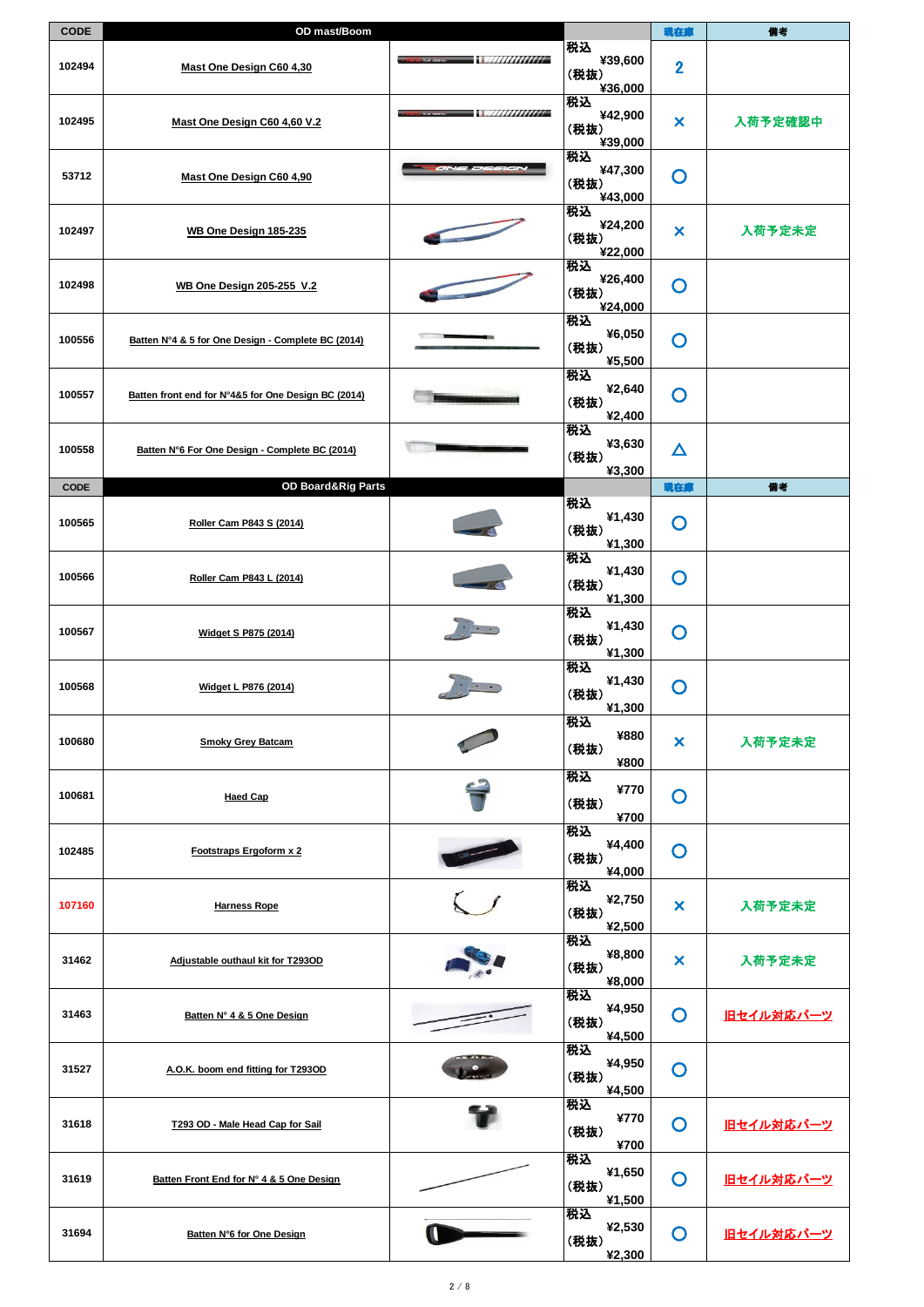| CODE | OD mast/Boom | | | 現在庫 | 備考 |
|---|---|---|---|---|---|
| 102494 | Mast One Design C60 4,30 | | 税込 ¥39,600 (税抜) ¥36,000 | 2 | |
| 102495 | Mast One Design C60 4,60 V.2 | | 税込 ¥42,900 (税抜) ¥39,000 | × | 入荷予定確認中 |
| 53712 | Mast One Design C60 4,90 | | 税込 ¥47,300 (税抜) ¥43,000 | ○ | |
| 102497 | WB One Design 185-235 | | 税込 ¥24,200 (税抜) ¥22,000 | × | 入荷予定未定 |
| 102498 | WB One Design 205-255 V.2 | | 税込 ¥26,400 (税抜) ¥24,000 | ○ | |
| 100556 | Batten N°4 & 5 for One Design - Complete BC (2014) | | 税込 ¥6,050 (税抜) ¥5,500 | ○ | |
| 100557 | Batten front end for N°4&5 for One Design BC (2014) | | 税込 ¥2,640 (税抜) ¥2,400 | ○ | |
| 100558 | Batten N°6 For One Design - Complete BC (2014) | | 税込 ¥3,630 (税抜) ¥3,300 | △ | |
| **CODE** | **OD Board&Rig Parts** | | | **現在庫** | **備考** |
| 100565 | Roller Cam P843 S (2014) | | 税込 ¥1,430 (税抜) ¥1,300 | ○ | |
| 100566 | Roller Cam P843 L (2014) | | 税込 ¥1,430 (税抜) ¥1,300 | ○ | |
| 100567 | Widget S P875 (2014) | | 税込 ¥1,430 (税抜) ¥1,300 | ○ | |
| 100568 | Widget L P876 (2014) | | 税込 ¥1,430 (税抜) ¥1,300 | ○ | |
| 100680 | Smoky Grey Batcam | | 税込 ¥880 (税抜) ¥800 | × | 入荷予定未定 |
| 100681 | Haed Cap | | 税込 ¥770 (税抜) ¥700 | ○ | |
| 102485 | Footstraps Ergoform x 2 | | 税込 ¥4,400 (税抜) ¥4,000 | ○ | |
| 107160 | Harness Rope | | 税込 ¥2,750 (税抜) ¥2,500 | × | 入荷予定未定 |
| 31462 | Adjustable outhaul kit for T293OD | | 税込 ¥8,800 (税抜) ¥8,000 | × | 入荷予定未定 |
| 31463 | Batten N° 4 & 5 One Design | | 税込 ¥4,950 (税抜) ¥4,500 | ○ | 旧セイル対応パーツ |
| 31527 | A.O.K. boom end fitting for T293OD | | 税込 ¥4,950 (税抜) ¥4,500 | ○ | |
| 31618 | T293 OD - Male Head Cap for Sail | | 税込 ¥770 (税抜) ¥700 | ○ | 旧セイル対応パーツ |
| 31619 | Batten Front End for N° 4 & 5 One Design | | 税込 ¥1,650 (税抜) ¥1,500 | ○ | 旧セイル対応パーツ |
| 31694 | Batten N°6 for One Design | | 税込 ¥2,530 (税抜) ¥2,300 | ○ | 旧セイル対応パーツ |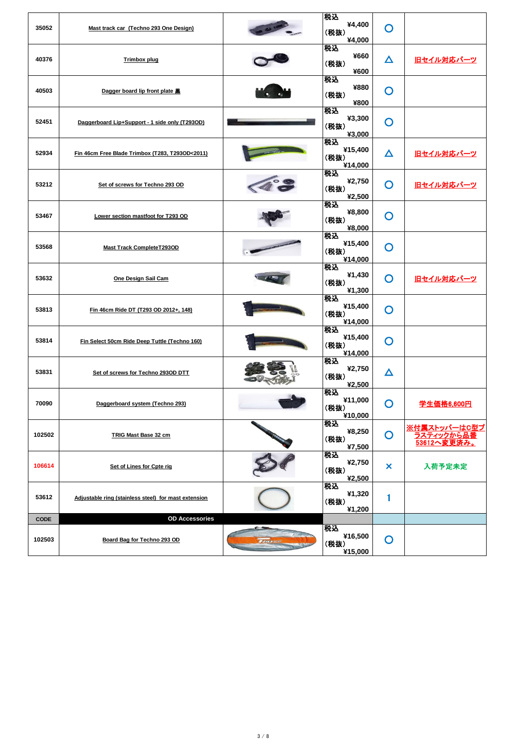| | | | | | |
|---|---|---|---|---|---|
| 35052 | Mast track car (Techno 293 One Design) | | 税込 ¥4,400 (税抜) ¥4,000 | ○ | |
| 40376 | Trimbox plug | | 税込 ¥660 (税抜) ¥600 | △ | 旧セイル対応パーツ |
| 40503 | Dagger board lip front plate 黒 | | 税込 ¥880 (税抜) ¥800 | ○ | |
| 52451 | Daggerboard Lip+Support - 1 side only (T293OD) | | 税込 ¥3,300 (税抜) ¥3,000 | ○ | |
| 52934 | Fin 46cm Free Blade Trimbox (T283, T293OD<2011) | | 税込 ¥15,400 (税抜) ¥14,000 | △ | 旧セイル対応パーツ |
| 53212 | Set of screws for Techno 293 OD | | 税込 ¥2,750 (税抜) ¥2,500 | ○ | 旧セイル対応パーツ |
| 53467 | Lower section mastfoot for T293 OD | | 税込 ¥8,800 (税抜) ¥8,000 | ○ | |
| 53568 | Mast Track CompleteT293OD | | 税込 ¥15,400 (税抜) ¥14,000 | ○ | |
| 53632 | One Design Sail Cam | | 税込 ¥1,430 (税抜) ¥1,300 | ○ | 旧セイル対応パーツ |
| 53813 | Fin 46cm Ride DT (T293 OD 2012+, 148) | | 税込 ¥15,400 (税抜) ¥14,000 | ○ | |
| 53814 | Fin Select 50cm Ride Deep Tuttle (Techno 160) | | 税込 ¥15,400 (税抜) ¥14,000 | ○ | |
| 53831 | Set of screws for Techno 293OD DTT | | 税込 ¥2,750 (税抜) ¥2,500 | △ | |
| 70090 | Daggerboard system (Techno 293) | | 税込 ¥11,000 (税抜) ¥10,000 | ○ | 学生価格6,600円 |
| 102502 | TRIG Mast Base 32 cm | | 税込 ¥8,250 (税抜) ¥7,500 | ○ | ※付属ストッパーはC型プラスティックから品番53612へ変更済み。 |
| 106614 | Set of Lines for Cpte rig | | 税込 ¥2,750 (税抜) ¥2,500 | × | 入荷予定未定 |
| 53612 | Adjustable ring (stainless steel) for mast extension | | 税込 ¥1,320 (税抜) ¥1,200 | 1 | |
| **CODE** | **OD Accessories** | | | | |
| 102503 | Board Bag for Techno 293 OD | | 税込 ¥16,500 (税抜) ¥15,000 | ○ | |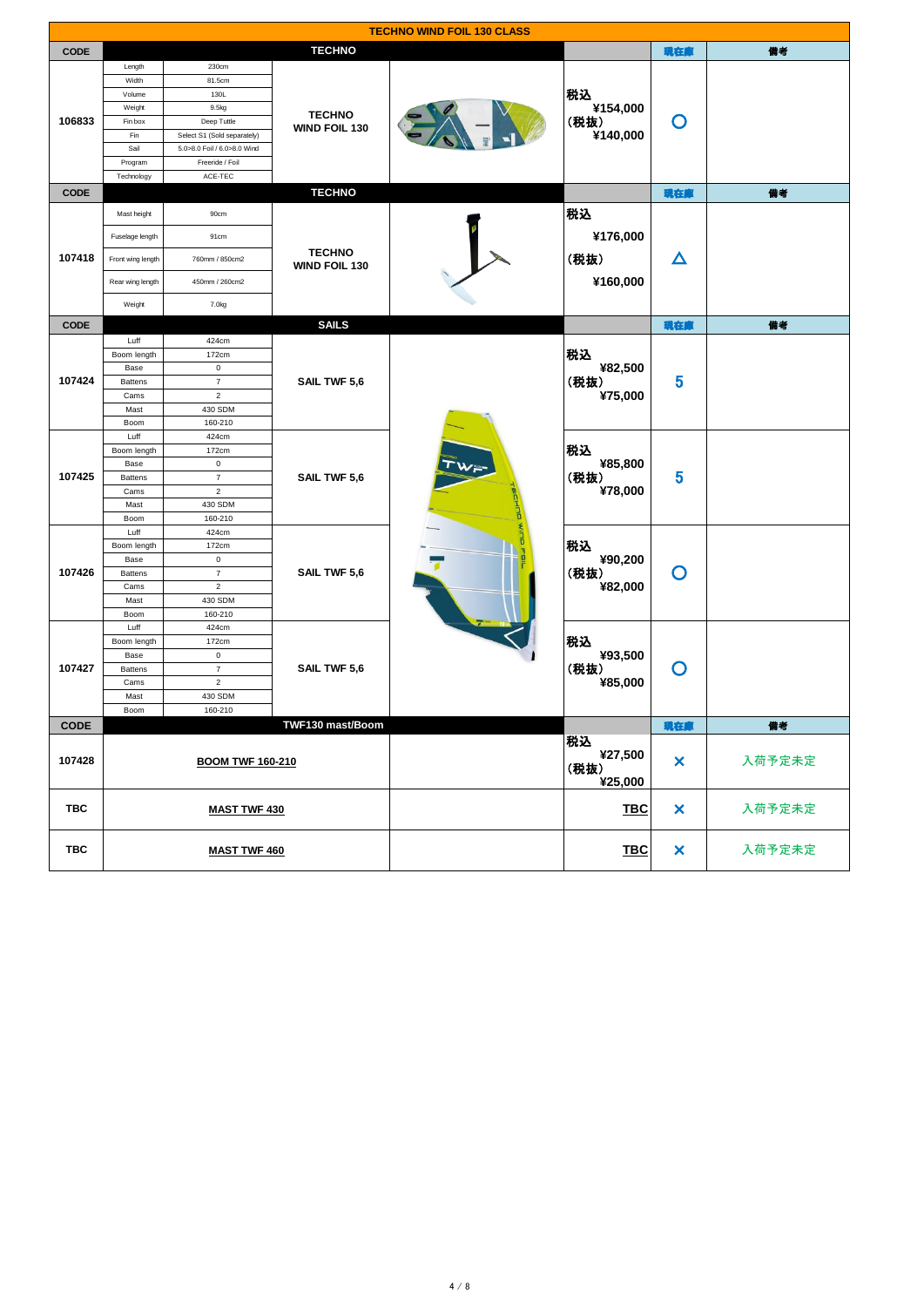# TECHNO WIND FOIL 130 CLASS

| CODE | TECHNO | | | | | 現在庫 | 備考 |
|---|---|---|---|---|---|---|---|
| 106833 | Length | 230cm | TECHNO WIND FOIL 130 | | 税込 ¥154,000 (税抜) ¥140,000 | ○ | |
| | Width | 81.5cm | | | | | |
| | Volume | 130L | | | | | |
| | Weight | 9.5kg | | | | | |
| | Fin box | Deep Tuttle | | | | | |
| | Fin | Select S1 (Sold separately) | | | | | |
| | Sail | 5.0>8.0 Foil / 6.0>8.0 Wind | | | | | |
| | Program | Freeride / Foil | | | | | |
| | Technology | ACE-TEC | | | | | |

| CODE | TECHNO | | | | | 現在庫 | 備考 |
|---|---|---|---|---|---|---|---|
| 107418 | Mast height | 90cm | TECHNO WIND FOIL 130 | | 税込 ¥176,000 (税抜) ¥160,000 | △ | |
| | Fuselage length | 91cm | | | | | |
| | Front wing length | 760mm / 850cm2 | | | | | |
| | Rear wing length | 450mm / 260cm2 | | | | | |
| | Weight | 7.0kg | | | | | |

| CODE | SAILS | | | | | 現在庫 | 備考 |
|---|---|---|---|---|---|---|---|
| 107424 | Luff | 424cm | SAIL TWF 5,6 | | 税込 ¥82,500 (税抜) ¥75,000 | 5 | |
| | Boom length | 172cm | | | | | |
| | Base | 0 | | | | | |
| | Battens | 7 | | | | | |
| | Cams | 2 | | | | | |
| | Mast | 430 SDM | | | | | |
| | Boom | 160-210 | | | | | |
| 107425 | Luff | 424cm | SAIL TWF 5,6 | | 税込 ¥85,800 (税抜) ¥78,000 | 5 | |
| | Boom length | 172cm | | | | | |
| | Base | 0 | | | | | |
| | Battens | 7 | | | | | |
| | Cams | 2 | | | | | |
| | Mast | 430 SDM | | | | | |
| | Boom | 160-210 | | | | | |
| 107426 | Luff | 424cm | SAIL TWF 5,6 | | 税込 ¥90,200 (税抜) ¥82,000 | ○ | |
| | Boom length | 172cm | | | | | |
| | Base | 0 | | | | | |
| | Battens | 7 | | | | | |
| | Cams | 2 | | | | | |
| | Mast | 430 SDM | | | | | |
| | Boom | 160-210 | | | | | |
| 107427 | Luff | 424cm | SAIL TWF 5,6 | | 税込 ¥93,500 (税抜) ¥85,000 | ○ | |
| | Boom length | 172cm | | | | | |
| | Base | 0 | | | | | |
| | Battens | 7 | | | | | |
| | Cams | 2 | | | | | |
| | Mast | 430 SDM | | | | | |
| | Boom | 160-210 | | | | | |

| CODE | TWF130 mast/Boom | | | 現在庫 | 備考 |
|---|---|---|---|---|---|
| 107428 | BOOM TWF 160-210 | | 税込 ¥27,500 (税抜) ¥25,000 | × | 入荷予定未定 |
| TBC | MAST TWF 430 | | TBC | × | 入荷予定未定 |
| TBC | MAST TWF 460 | | TBC | × | 入荷予定未定 |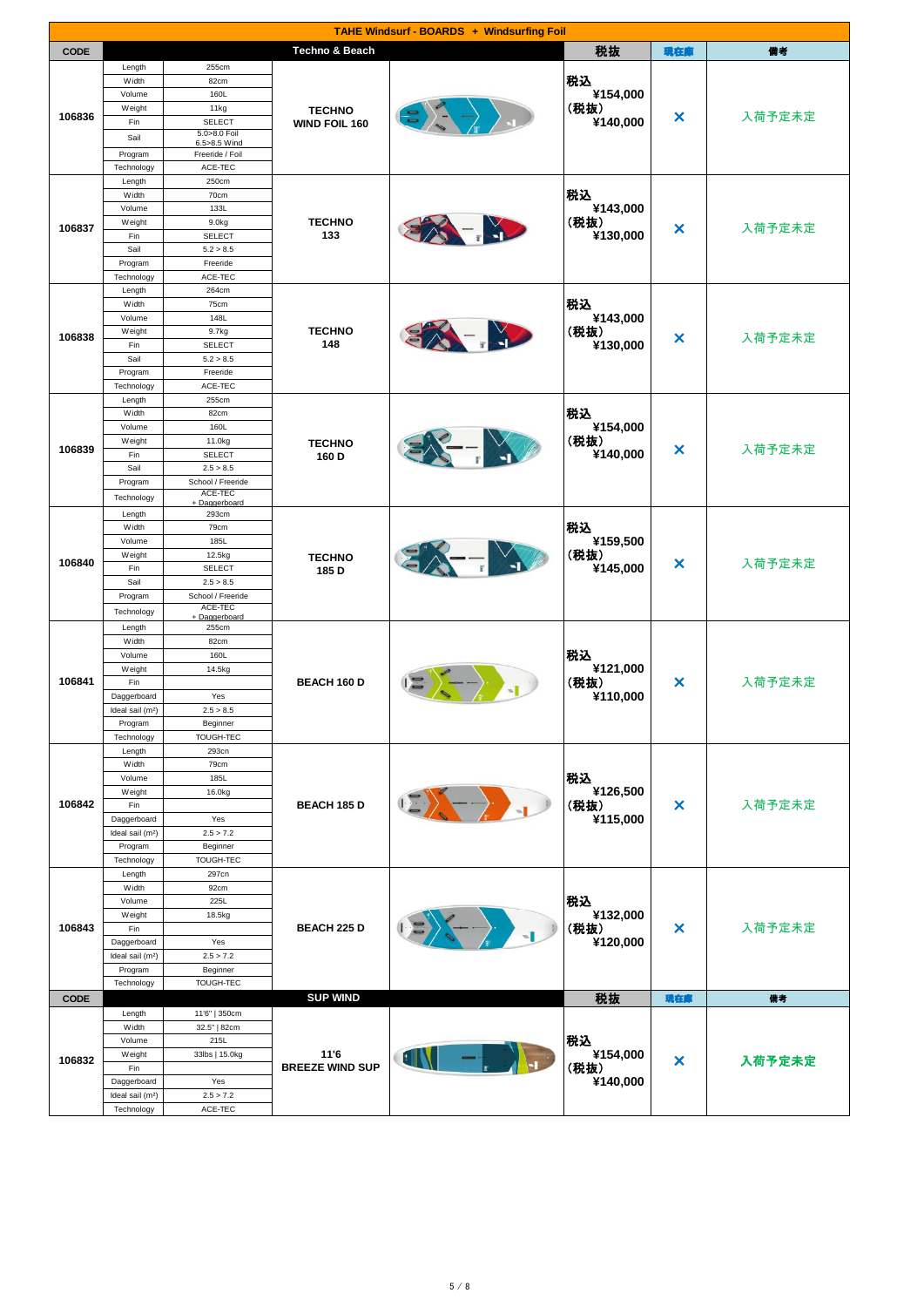**TAHE Windsurf - BOARDS + Windsurfing Foil**

| CODE | Techno & Beach | | | | 税抜 | 現在庫 | 備考 |
|---|---|---|---|---|---|---|---|
| 106836 | Length | 255cm | TECHNO WIND FOIL 160 | | 税込 ¥154,000 (税抜) ¥140,000 | × | 入荷予定未定 |
| | Width | 82cm | | | | | |
| | Volume | 160L | | | | | |
| | Weight | 11kg | | | | | |
| | Fin | SELECT | | | | | |
| | Sail | 5.0>8.0 Foil 6.5>8.5 Wind | | | | | |
| | Program | Freeride / Foil | | | | | |
| | Technology | ACE-TEC | | | | | |
| 106837 | Length | 250cm | TECHNO 133 | | 税込 ¥143,000 (税抜) ¥130,000 | × | 入荷予定未定 |
| | Width | 70cm | | | | | |
| | Volume | 133L | | | | | |
| | Weight | 9.0kg | | | | | |
| | Fin | SELECT | | | | | |
| | Sail | 5.2 > 8.5 | | | | | |
| | Program | Freeride | | | | | |
| | Technology | ACE-TEC | | | | | |
| 106838 | Length | 264cm | TECHNO 148 | | 税込 ¥143,000 (税抜) ¥130,000 | × | 入荷予定未定 |
| | Width | 75cm | | | | | |
| | Volume | 148L | | | | | |
| | Weight | 9.7kg | | | | | |
| | Fin | SELECT | | | | | |
| | Sail | 5.2 > 8.5 | | | | | |
| | Program | Freeride | | | | | |
| | Technology | ACE-TEC | | | | | |
| 106839 | Length | 255cm | TECHNO 160 D | | 税込 ¥154,000 (税抜) ¥140,000 | × | 入荷予定未定 |
| | Width | 82cm | | | | | |
| | Volume | 160L | | | | | |
| | Weight | 11.0kg | | | | | |
| | Fin | SELECT | | | | | |
| | Sail | 2.5 > 8.5 | | | | | |
| | Program | School / Freeride | | | | | |
| | Technology | ACE-TEC + Daggerboard | | | | | |
| 106840 | Length | 293cm | TECHNO 185 D | | 税込 ¥159,500 (税抜) ¥145,000 | × | 入荷予定未定 |
| | Width | 79cm | | | | | |
| | Volume | 185L | | | | | |
| | Weight | 12.5kg | | | | | |
| | Fin | SELECT | | | | | |
| | Sail | 2.5 > 8.5 | | | | | |
| | Program | School / Freeride | | | | | |
| | Technology | ACE-TEC + Daggerboard | | | | | |
| 106841 | Length | 255cm | BEACH 160 D | | 税込 ¥121,000 (税抜) ¥110,000 | × | 入荷予定未定 |
| | Width | 82cm | | | | | |
| | Volume | 160L | | | | | |
| | Weight | 14.5kg | | | | | |
| | Fin | | | | | | |
| | Daggerboard | Yes | | | | | |
| | Ideal sail (m²) | 2.5 > 8.5 | | | | | |
| | Program | Beginner | | | | | |
| | Technology | TOUGH-TEC | | | | | |
| 106842 | Length | 293cn | BEACH 185 D | | 税込 ¥126,500 (税抜) ¥115,000 | × | 入荷予定未定 |
| | Width | 79cm | | | | | |
| | Volume | 185L | | | | | |
| | Weight | 16.0kg | | | | | |
| | Fin | | | | | | |
| | Daggerboard | Yes | | | | | |
| | Ideal sail (m²) | 2.5 > 7.2 | | | | | |
| | Program | Beginner | | | | | |
| | Technology | TOUGH-TEC | | | | | |
| 106843 | Length | 297cn | BEACH 225 D | | 税込 ¥132,000 (税抜) ¥120,000 | × | 入荷予定未定 |
| | Width | 92cm | | | | | |
| | Volume | 225L | | | | | |
| | Weight | 18.5kg | | | | | |
| | Fin | | | | | | |
| | Daggerboard | Yes | | | | | |
| | Ideal sail (m²) | 2.5 > 7.2 | | | | | |
| | Program | Beginner | | | | | |
| | Technology | TOUGH-TEC | | | | | |
| **CODE** | **SUP WIND** | | | | **税抜** | **現在庫** | **備考** |
| 106832 | Length | 11'6" \| 350cm | 11'6 BREEZE WIND SUP | | 税込 ¥154,000 (税抜) ¥140,000 | × | 入荷予定未定 |
| | Width | 32.5" \| 82cm | | | | | |
| | Volume | 215L | | | | | |
| | Weight | 33lbs \| 15.0kg | | | | | |
| | Fin | | | | | | |
| | Daggerboard | Yes | | | | | |
| | Ideal sail (m²) | 2.5 > 7.2 | | | | | |
| | Technology | ACE-TEC | | | | | |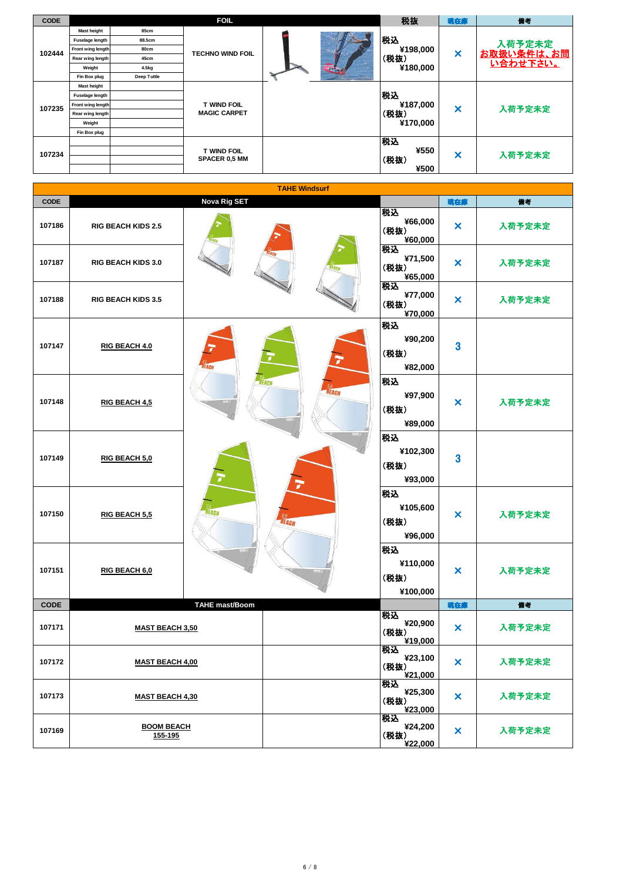| CODE | FOIL | | | 税抜 | 現在庫 | 備考 |
|---|---|---|---|---|---|---|
| 102444 | Mast height: 85cm<br>Fuselage length: 88.5cm<br>Front wing length: 80cm<br>Rear wing length: 45cm<br>Weight: 4.5kg<br>Fin Box plug: Deep Tuttle | TECHNO WIND FOIL | | 税込 ¥198,000<br>(税抜) ¥180,000 | × | 入荷予定未定<br>お取扱い条件は、お問い合わせ下さい。 |
| 107235 | Mast height:<br>Fuselage length:<br>Front wing length:<br>Rear wing length:<br>Weight:<br>Fin Box plug: | T WIND FOIL MAGIC CARPET | | 税込 ¥187,000<br>(税抜) ¥170,000 | × | 入荷予定未定 |
| 107234 | | T WIND FOIL SPACER 0,5 MM | | 税込 ¥550<br>(税抜) ¥500 | × | 入荷予定未定 |

## TAHE Windsurf

| CODE | Nova Rig SET | | 税抜 | 現在庫 | 備考 |
|---|---|---|---|---|---|
| 107186 | RIG BEACH KIDS 2.5 | | 税込 ¥66,000<br>(税抜) ¥60,000 | × | 入荷予定未定 |
| 107187 | RIG BEACH KIDS 3.0 | | 税込 ¥71,500<br>(税抜) ¥65,000 | × | 入荷予定未定 |
| 107188 | RIG BEACH KIDS 3.5 | | 税込 ¥77,000<br>(税抜) ¥70,000 | × | 入荷予定未定 |
| 107147 | RIG BEACH 4.0 | | 税込 ¥90,200<br>(税抜) ¥82,000 | 3 | |
| 107148 | RIG BEACH 4,5 | | 税込 ¥97,900<br>(税抜) ¥89,000 | × | 入荷予定未定 |
| 107149 | RIG BEACH 5,0 | | 税込 ¥102,300<br>(税抜) ¥93,000 | 3 | |
| 107150 | RIG BEACH 5,5 | | 税込 ¥105,600<br>(税抜) ¥96,000 | × | 入荷予定未定 |
| 107151 | RIG BEACH 6,0 | | 税込 ¥110,000<br>(税抜) ¥100,000 | × | 入荷予定未定 |

| CODE | TAHE mast/Boom | | | 現在庫 | 備考 |
|---|---|---|---|---|---|
| 107171 | MAST BEACH 3,50 | | 税込 ¥20,900<br>(税抜) ¥19,000 | × | 入荷予定未定 |
| 107172 | MAST BEACH 4,00 | | 税込 ¥23,100<br>(税抜) ¥21,000 | × | 入荷予定未定 |
| 107173 | MAST BEACH 4,30 | | 税込 ¥25,300<br>(税抜) ¥23,000 | × | 入荷予定未定 |
| 107169 | BOOM BEACH 155-195 | | 税込 ¥24,200<br>(税抜) ¥22,000 | × | 入荷予定未定 |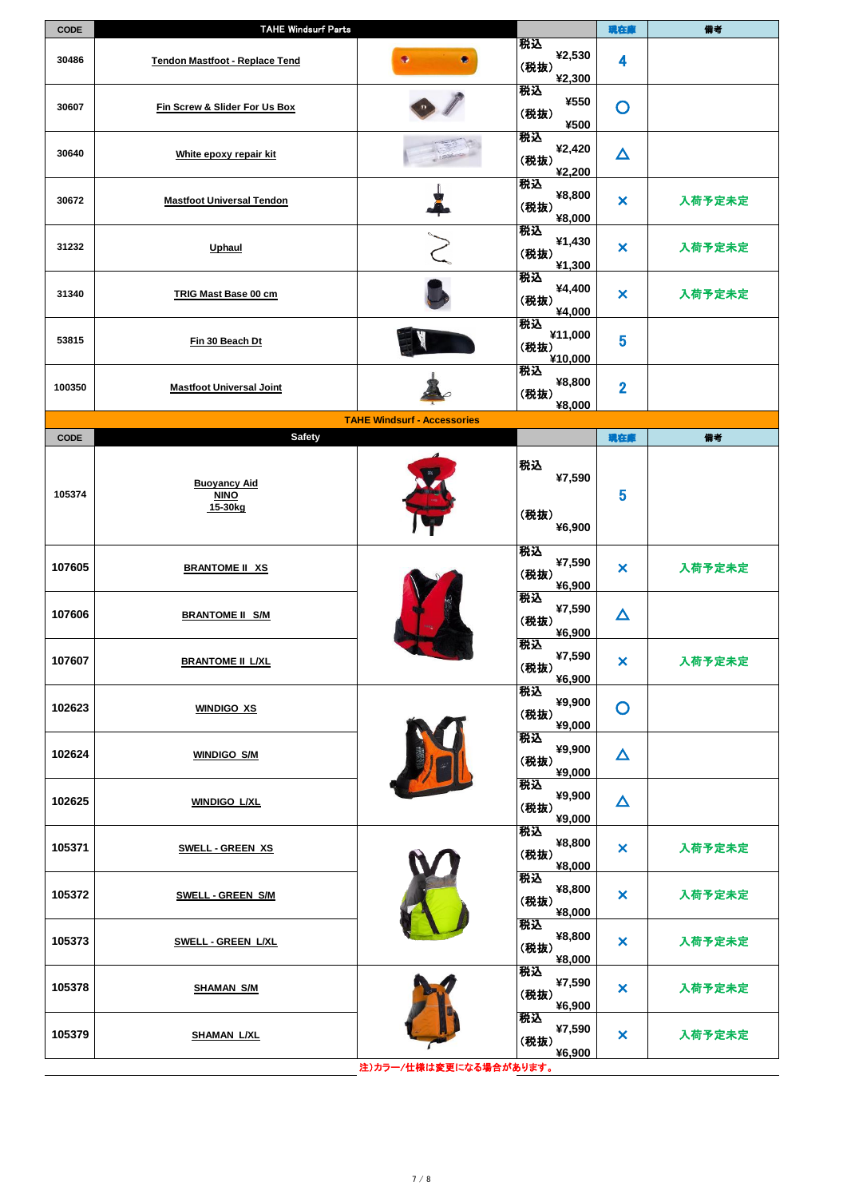| CODE | TAHE Windsurf Parts | | | 現在庫 | 備考 |
|---|---|---|---|---|---|
| 30486 | Tendon Mastfoot - Replace Tend | | 税込 ¥2,530 (税抜) ¥2,300 | 4 | |
| 30607 | Fin Screw & Slider For Us Box | | 税込 ¥550 (税抜) ¥500 | ○ | |
| 30640 | White epoxy repair kit | | 税込 ¥2,420 (税抜) ¥2,200 | △ | |
| 30672 | Mastfoot Universal Tendon | | 税込 ¥8,800 (税抜) ¥8,000 | × | 入荷予定未定 |
| 31232 | Uphaul | | 税込 ¥1,430 (税抜) ¥1,300 | × | 入荷予定未定 |
| 31340 | TRIG Mast Base 00 cm | | 税込 ¥4,400 (税抜) ¥4,000 | × | 入荷予定未定 |
| 53815 | Fin 30 Beach Dt | | 税込 ¥11,000 (税抜) ¥10,000 | 5 | |
| 100350 | Mastfoot Universal Joint | | 税込 ¥8,800 (税抜) ¥8,000 | 2 | |

**TAHE Windsurf - Accessories**

| CODE | Safety | | | 現在庫 | 備考 |
|---|---|---|---|---|---|
| 105374 | Buoyancy Aid NINO 15-30kg | | 税込 ¥7,590 (税抜) ¥6,900 | 5 | |
| 107605 | BRANTOME II XS | | 税込 ¥7,590 (税抜) ¥6,900 | × | 入荷予定未定 |
| 107606 | BRANTOME II S/M | | 税込 ¥7,590 (税抜) ¥6,900 | △ | |
| 107607 | BRANTOME II L/XL | | 税込 ¥7,590 (税抜) ¥6,900 | × | 入荷予定未定 |
| 102623 | WINDIGO XS | | 税込 ¥9,900 (税抜) ¥9,000 | ○ | |
| 102624 | WINDIGO S/M | | 税込 ¥9,900 (税抜) ¥9,000 | △ | |
| 102625 | WINDIGO L/XL | | 税込 ¥9,900 (税抜) ¥9,000 | △ | |
| 105371 | SWELL - GREEN XS | | 税込 ¥8,800 (税抜) ¥8,000 | × | 入荷予定未定 |
| 105372 | SWELL - GREEN S/M | | 税込 ¥8,800 (税抜) ¥8,000 | × | 入荷予定未定 |
| 105373 | SWELL - GREEN L/XL | | 税込 ¥8,800 (税抜) ¥8,000 | × | 入荷予定未定 |
| 105378 | SHAMAN S/M | | 税込 ¥7,590 (税抜) ¥6,900 | × | 入荷予定未定 |
| 105379 | SHAMAN L/XL | | 税込 ¥7,590 (税抜) ¥6,900 | × | 入荷予定未定 |

注)カラー/仕様は変更になる場合があります。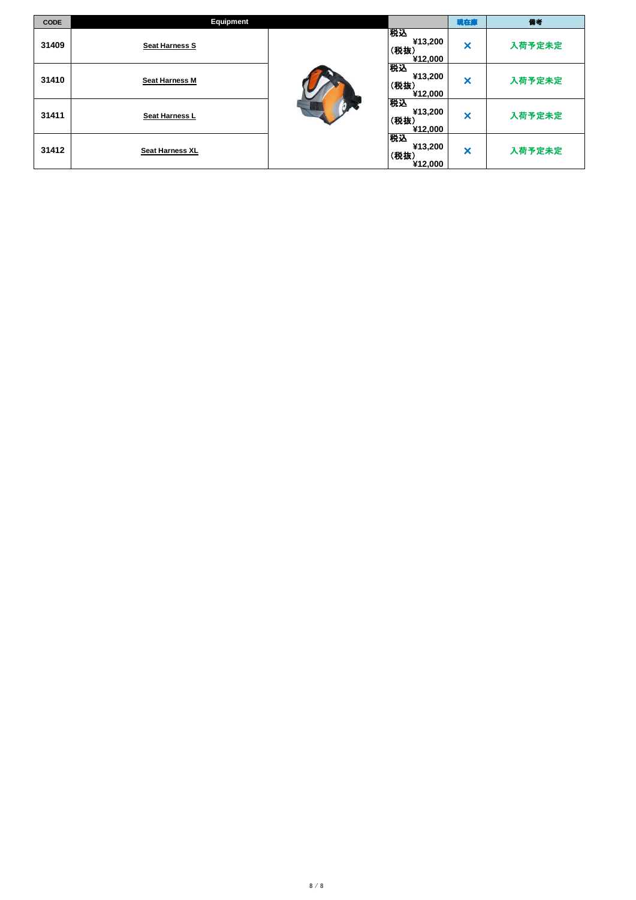| CODE | Equipment | | | 現在庫 | 備考 |
|---|---|---|---|---|---|
| 31409 | Seat Harness S | | 税込 ¥13,200 (税抜) ¥12,000 | × | 入荷予定未定 |
| 31410 | Seat Harness M | | 税込 ¥13,200 (税抜) ¥12,000 | × | 入荷予定未定 |
| 31411 | Seat Harness L | | 税込 ¥13,200 (税抜) ¥12,000 | × | 入荷予定未定 |
| 31412 | Seat Harness XL | | 税込 ¥13,200 (税抜) ¥12,000 | × | 入荷予定未定 |